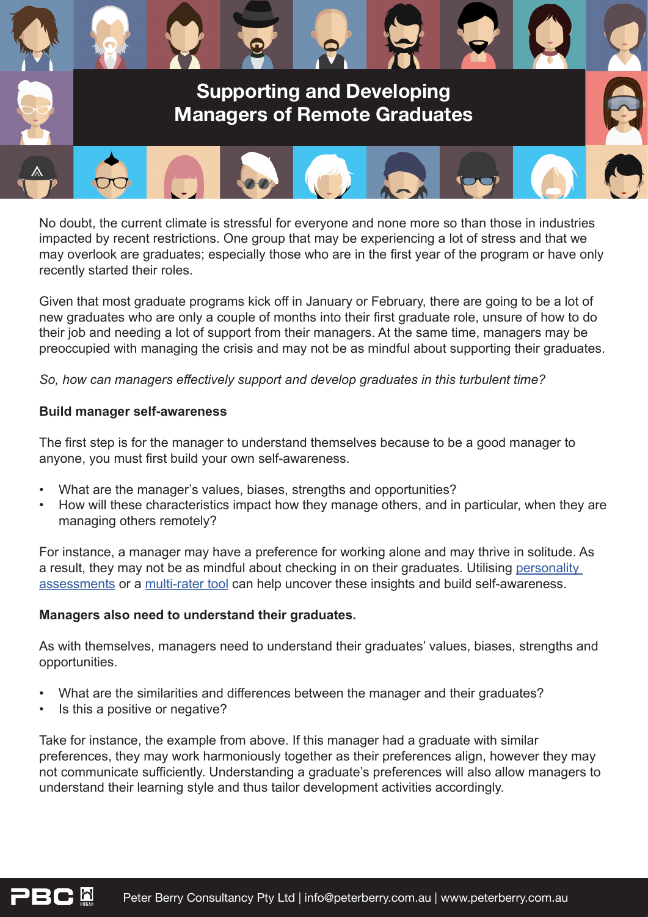# Supporting and Developing Managers of Remote Graduates

No doubt, the current climate is stressful for everyone and none more so than those in industries impacted by recent restrictions. One group that may be experiencing a lot of stress and that we may overlook are graduates; especially those who are in the first year of the program or have only recently started their roles.

Given that most graduate programs kick off in January or February, there are going to be a lot of new graduates who are only a couple of months into their first graduate role, unsure of how to do their job and needing a lot of support from their managers. At the same time, managers may be preoccupied with managing the crisis and may not be as mindful about supporting their graduates.

*So, how can managers effectively support and develop graduates in this turbulent time?*

**Build manager self-awareness**

The first step is for the manager to understand themselves because to be a good manager to anyone, you must first build your own self-awareness.

- What are the manager's values, biases, strengths and opportunities?
- How will these characteristics impact how they manage others, and in particular, when they are managing others remotely?

For instance, a manager may have a preference for working alone and may thrive in solitude. As a result, they may not be as mindful about checking in on their graduates. Utilising personality assessments or a multi-rater tool can help uncover these insights and build self-awareness.

**Managers also need to understand their graduates.**

As with themselves, managers need to understand their graduates' values, biases, strengths and opportunities.

- What are the similarities and differences between the manager and their graduates?
- Is this a positive or negative?

Take for instance, the example from above. If this manager had a graduate with similar preferences, they may work harmoniously together as their preferences align, however they may not communicate sufficiently. Understanding a graduate's preferences will also allow managers to understand their learning style and thus tailor development activities accordingly.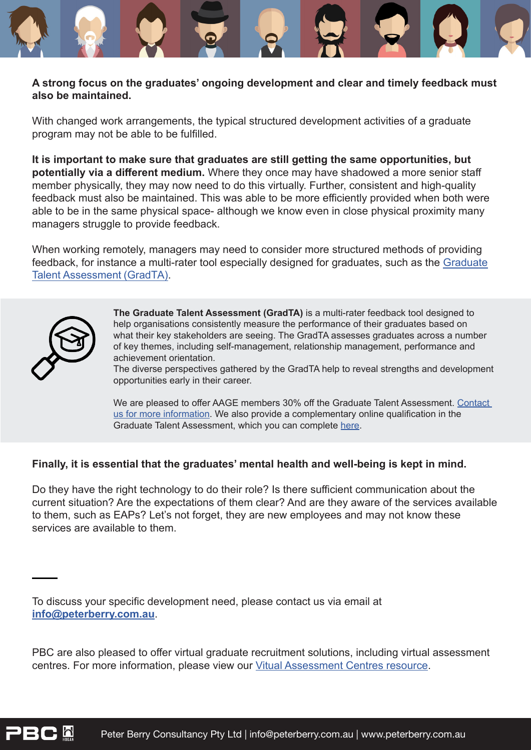**A strong focus on the graduates' ongoing development and clear and timely feedback must also be maintained.**

With changed work arrangements, the typical structured development activities of a graduate program may not be able to be fulfilled.

**It is important to make sure that graduates are still getting the same opportunities, but potentially via a different medium.** Where they once may have shadowed a more senior staff member physically, they may now need to do this virtually. Further, consistent and high-quality feedback must also be maintained. This was able to be more efficiently provided when both were able to be in the same physical space- although we know even in close physical proximity many managers struggle to provide feedback.

When working remotely, managers may need to consider more structured methods of providing feedback, for instance a multi-rater tool especially designed for graduates, such as the Graduate Talent Assessment (GradTA).

**The Graduate Talent Assessment (GradTA)** is a multi-rater feedback tool designed to help organisations consistently measure the performance of their graduates based on what their key stakeholders are seeing. The GradTA assesses graduates across a number of key themes, including self-management, relationship management, performance and achievement orientation.
The diverse perspectives gathered by the GradTA help to reveal strengths and development opportunities early in their career.

We are pleased to offer AAGE members 30% off the Graduate Talent Assessment. Contact us for more information. We also provide a complementary online qualification in the Graduate Talent Assessment, which you can complete here.

**Finally, it is essential that the graduates' mental health and well-being is kept in mind.**

Do they have the right technology to do their role? Is there sufficient communication about the current situation? Are the expectations of them clear? And are they aware of the services available to them, such as EAPs? Let's not forget, they are new employees and may not know these services are available to them.

---

To discuss your specific development need, please contact us via email at **info@peterberry.com.au**.

PBC are also pleased to offer virtual graduate recruitment solutions, including virtual assessment centres. For more information, please view our Vitual Assessment Centres resource.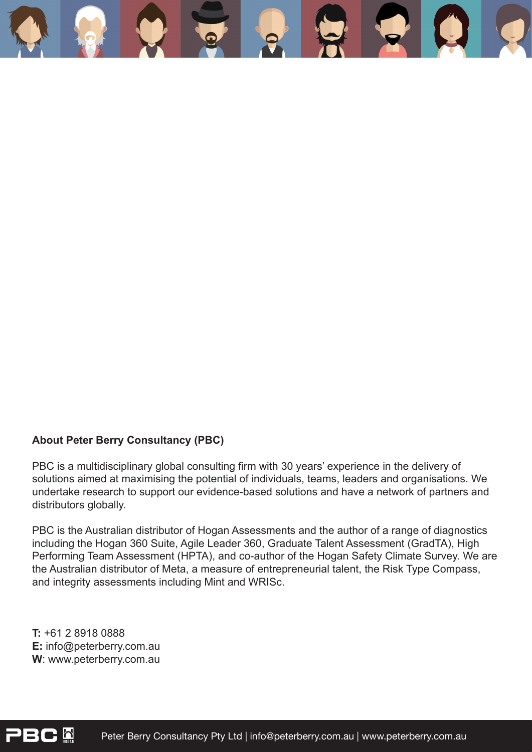**About Peter Berry Consultancy (PBC)**

PBC is a multidisciplinary global consulting firm with 30 years' experience in the delivery of solutions aimed at maximising the potential of individuals, teams, leaders and organisations. We undertake research to support our evidence-based solutions and have a network of partners and distributors globally.

PBC is the Australian distributor of Hogan Assessments and the author of a range of diagnostics including the Hogan 360 Suite, Agile Leader 360, Graduate Talent Assessment (GradTA), High Performing Team Assessment (HPTA), and co-author of the Hogan Safety Climate Survey. We are the Australian distributor of Meta, a measure of entrepreneurial talent, the Risk Type Compass, and integrity assessments including Mint and WRISc.

**T:** +61 2 8918 0888
**E:** info@peterberry.com.au
**W**: www.peterberry.com.au